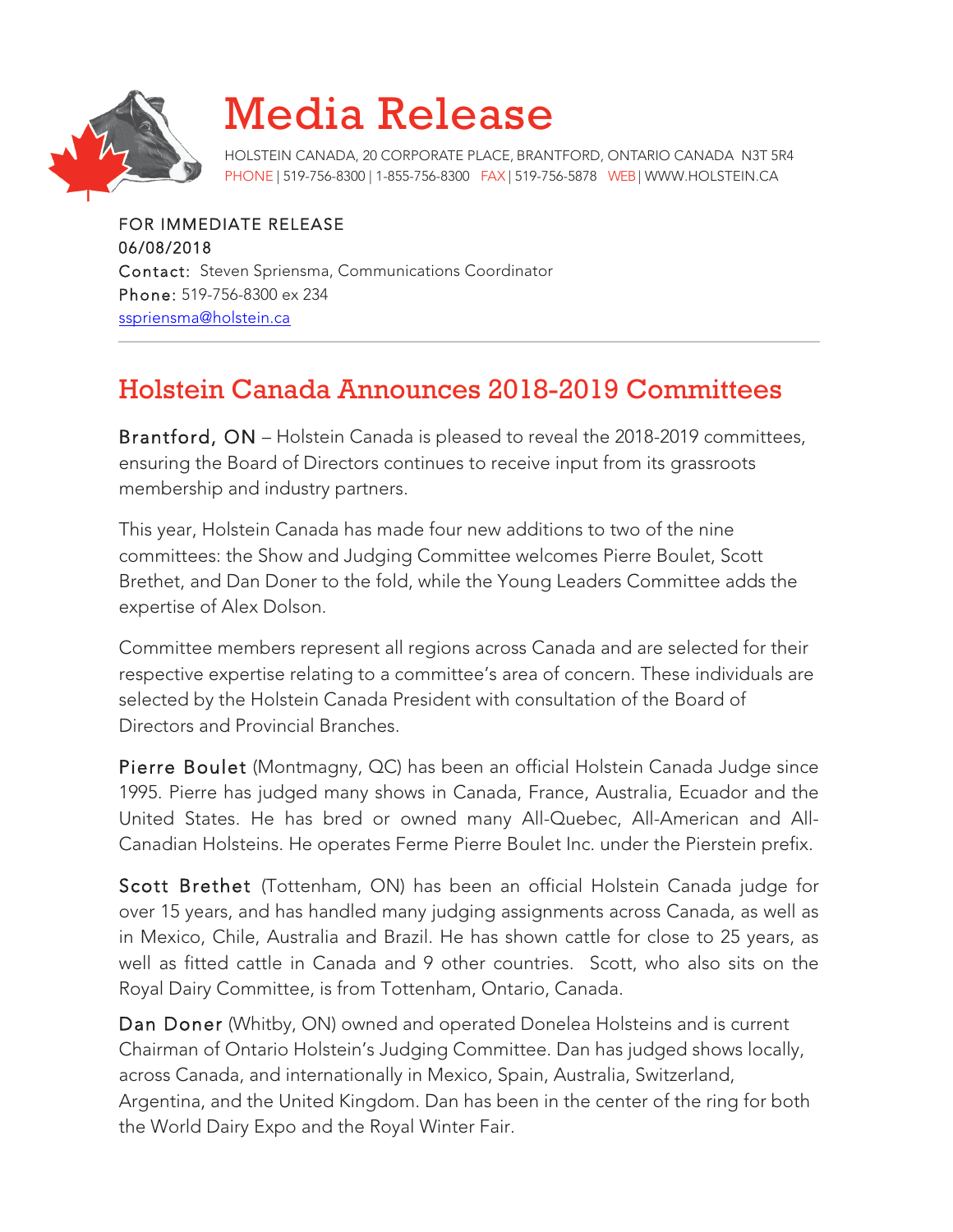# Media Release

HOLSTEIN CANADA, 20 CORPORATE PLACE, BRANTFORD, ONTARIO CANADA N3T 5R4
PHONE | 519-756-8300 | 1-855-756-8300 FAX | 519-756-5878 WEB | WWW.HOLSTEIN.CA

FOR IMMEDIATE RELEASE
06/08/2018
Contact: Steven Spriensma, Communications Coordinator
Phone: 519-756-8300 ex 234
[sspriensma@holstein.ca](mailto:sspriensma@holstein.ca)

---

## Holstein Canada Announces 2018-2019 Committees

Brantford, ON – Holstein Canada is pleased to reveal the 2018-2019 committees, ensuring the Board of Directors continues to receive input from its grassroots membership and industry partners.

This year, Holstein Canada has made four new additions to two of the nine committees: the Show and Judging Committee welcomes Pierre Boulet, Scott Brethet, and Dan Doner to the fold, while the Young Leaders Committee adds the expertise of Alex Dolson.

Committee members represent all regions across Canada and are selected for their respective expertise relating to a committee's area of concern. These individuals are selected by the Holstein Canada President with consultation of the Board of Directors and Provincial Branches.

Pierre Boulet (Montmagny, QC) has been an official Holstein Canada Judge since 1995. Pierre has judged many shows in Canada, France, Australia, Ecuador and the United States. He has bred or owned many All-Quebec, All-American and All-Canadian Holsteins. He operates Ferme Pierre Boulet Inc. under the Pierstein prefix.

Scott Brethet (Tottenham, ON) has been an official Holstein Canada judge for over 15 years, and has handled many judging assignments across Canada, as well as in Mexico, Chile, Australia and Brazil. He has shown cattle for close to 25 years, as well as fitted cattle in Canada and 9 other countries. Scott, who also sits on the Royal Dairy Committee, is from Tottenham, Ontario, Canada.

Dan Doner (Whitby, ON) owned and operated Donelea Holsteins and is current Chairman of Ontario Holstein's Judging Committee. Dan has judged shows locally, across Canada, and internationally in Mexico, Spain, Australia, Switzerland, Argentina, and the United Kingdom. Dan has been in the center of the ring for both the World Dairy Expo and the Royal Winter Fair.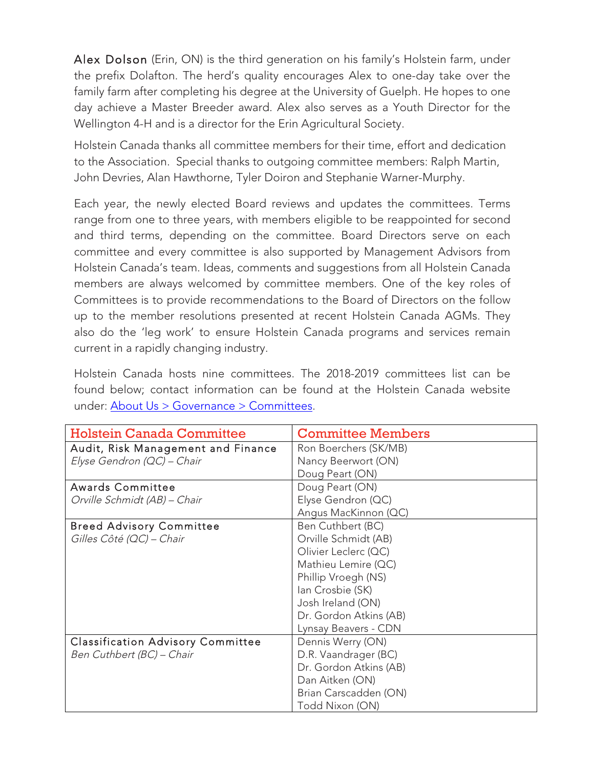**Alex Dolson** (Erin, ON) is the third generation on his family's Holstein farm, under the prefix Dolafton. The herd's quality encourages Alex to one-day take over the family farm after completing his degree at the University of Guelph. He hopes to one day achieve a Master Breeder award. Alex also serves as a Youth Director for the Wellington 4-H and is a director for the Erin Agricultural Society.

Holstein Canada thanks all committee members for their time, effort and dedication to the Association. Special thanks to outgoing committee members: Ralph Martin, John Devries, Alan Hawthorne, Tyler Doiron and Stephanie Warner-Murphy.

Each year, the newly elected Board reviews and updates the committees. Terms range from one to three years, with members eligible to be reappointed for second and third terms, depending on the committee. Board Directors serve on each committee and every committee is also supported by Management Advisors from Holstein Canada's team. Ideas, comments and suggestions from all Holstein Canada members are always welcomed by committee members. One of the key roles of Committees is to provide recommendations to the Board of Directors on the follow up to the member resolutions presented at recent Holstein Canada AGMs. They also do the 'leg work' to ensure Holstein Canada programs and services remain current in a rapidly changing industry.

Holstein Canada hosts nine committees. The 2018-2019 committees list can be found below; contact information can be found at the Holstein Canada website under: About Us > Governance > Committees.

| Holstein Canada Committee | Committee Members |
|---|---|
| Audit, Risk Management and Finance<br>*Elyse Gendron (QC) – Chair* | Ron Boerchers (SK/MB)<br>Nancy Beerwort (ON)<br>Doug Peart (ON) |
| Awards Committee<br>*Orville Schmidt (AB) – Chair* | Doug Peart (ON)<br>Elyse Gendron (QC)<br>Angus MacKinnon (QC) |
| Breed Advisory Committee<br>*Gilles Côté (QC) – Chair* | Ben Cuthbert (BC)<br>Orville Schmidt (AB)<br>Olivier Leclerc (QC)<br>Mathieu Lemire (QC)<br>Phillip Vroegh (NS)<br>Ian Crosbie (SK)<br>Josh Ireland (ON)<br>Dr. Gordon Atkins (AB)<br>Lynsay Beavers - CDN |
| Classification Advisory Committee<br>*Ben Cuthbert (BC) – Chair* | Dennis Werry (ON)<br>D.R. Vaandrager (BC)<br>Dr. Gordon Atkins (AB)<br>Dan Aitken (ON)<br>Brian Carscadden (ON)<br>Todd Nixon (ON) |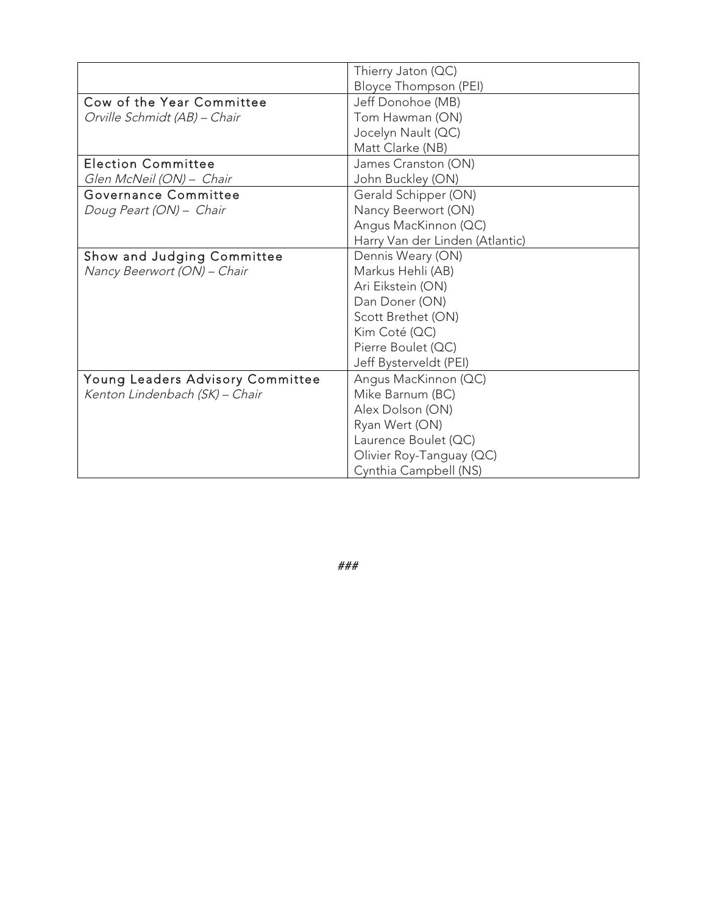| | |
|---|---|
| | Thierry Jaton (QC)<br>Bloyce Thompson (PEI) |
| Cow of the Year Committee<br>*Orville Schmidt (AB) – Chair* | Jeff Donohoe (MB)<br>Tom Hawman (ON)<br>Jocelyn Nault (QC)<br>Matt Clarke (NB) |
| Election Committee<br>*Glen McNeil (ON) – Chair* | James Cranston (ON)<br>John Buckley (ON) |
| Governance Committee<br>*Doug Peart (ON) – Chair* | Gerald Schipper (ON)<br>Nancy Beerwort (ON)<br>Angus MacKinnon (QC)<br>Harry Van der Linden (Atlantic) |
| Show and Judging Committee<br>*Nancy Beerwort (ON) – Chair* | Dennis Weary (ON)<br>Markus Hehli (AB)<br>Ari Eikstein (ON)<br>Dan Doner (ON)<br>Scott Brethet (ON)<br>Kim Coté (QC)<br>Pierre Boulet (QC)<br>Jeff Bysterveldt (PEI) |
| Young Leaders Advisory Committee<br>*Kenton Lindenbach (SK) – Chair* | Angus MacKinnon (QC)<br>Mike Barnum (BC)<br>Alex Dolson (ON)<br>Ryan Wert (ON)<br>Laurence Boulet (QC)<br>Olivier Roy-Tanguay (QC)<br>Cynthia Campbell (NS) |

###